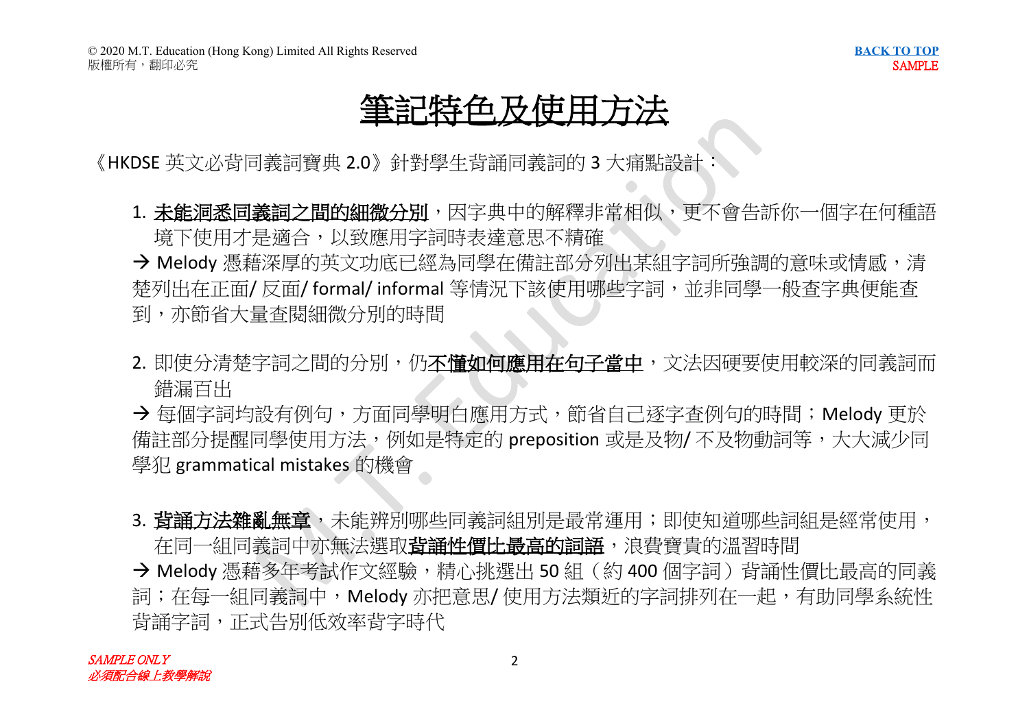# 筆記特色及使用方法

《HKDSE 英文必背同義詞寶典 2.0》針對學生背誦同義詞的 3 大痛點設計：

1. 未能洞悉同義詞之間的細微分別，因字典中的解釋非常相似，更不會告訴你一個字在何種語境下使用才是適合，以致應用字詞時表達意思不精確

→ Melody 憑藉深厚的英文功底已經為同學在備註部分列出某組字詞所強調的意味或情感，清楚列出在正面/ 反面/ formal/ informal 等情況下該使用哪些字詞，並非同學一般查字典便能查到，亦節省大量查閱細微分別的時間

2. 即使分清楚字詞之間的分別，仍不懂如何應用在句子當中，文法因硬要使用較深的同義詞而錯漏百出

→ 每個字詞均設有例句，方面同學明白應用方式，節省自己逐字查例句的時間；Melody 更於備註部分提醒同學使用方法，例如是特定的 preposition 或是及物/ 不及物動詞等，大大減少同學犯 grammatical mistakes 的機會

3. 背誦方法雜亂無章，未能辨別哪些同義詞組別是最常運用；即使知道哪些詞組是經常使用，在同一組同義詞中亦無法選取背誦性價比最高的詞語，浪費寶貴的溫習時間

→ Melody 憑藉多年考試作文經驗，精心挑選出 50 組（約 400 個字詞）背誦性價比最高的同義詞；在每一組同義詞中，Melody 亦把意思/ 使用方法類近的字詞排列在一起，有助同學系統性背誦字詞，正式告別低效率背字時代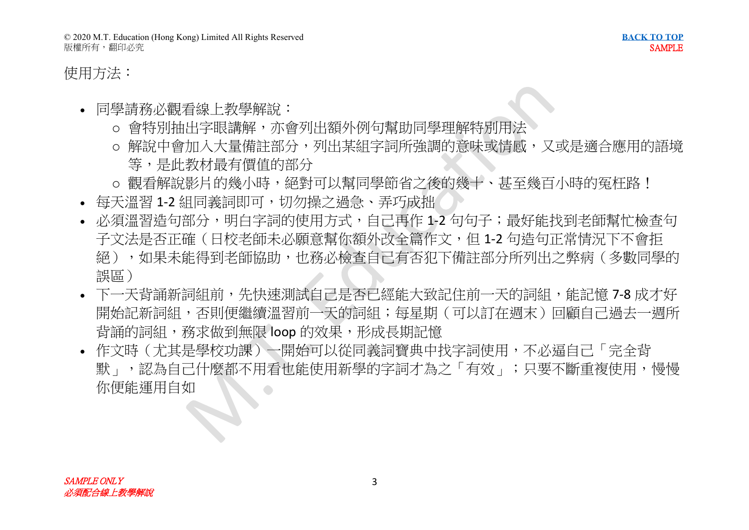使用方法：

- 同學請務必觀看線上教學解說：
  - 會特別抽出字眼講解，亦會列出額外例句幫助同學理解特別用法
  - 解說中會加入大量備註部分，列出某組字詞所強調的意味或情感，又或是適合應用的語境等，是此教材最有價值的部分
  - 觀看解說影片的幾小時，絕對可以幫同學節省之後的幾十、甚至幾百小時的冤枉路！
- 每天溫習 1-2 組同義詞即可，切勿操之過急、弄巧成拙
- 必須溫習造句部分，明白字詞的使用方式，自己再作 1-2 句句子；最好能找到老師幫忙檢查句子文法是否正確（日校老師未必願意幫你額外改全篇作文，但 1-2 句造句正常情況下不會拒絕），如果未能得到老師協助，也務必檢查自己有否犯下備註部分所列出之弊病（多數同學的誤區）
- 下一天背誦新詞組前，先快速測試自己是否已經能大致記住前一天的詞組，能記憶 7-8 成才好開始記新詞組，否則便繼續溫習前一天的詞組；每星期（可以訂在週末）回顧自己過去一週所背誦的詞組，務求做到無限 loop 的效果，形成長期記憶
- 作文時（尤其是學校功課）一開始可以從同義詞寶典中找字詞使用，不必逼自己「完全背默」，認為自己什麼都不用看也能使用新學的字詞才為之「有效」；只要不斷重複使用，慢慢你便能運用自如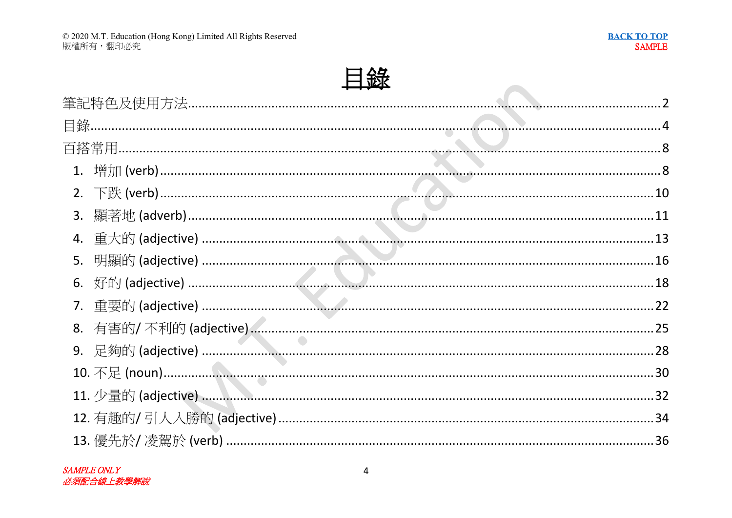# 目錄

筆記特色及使用方法......2

目錄......4

百搭常用......8

1. 增加 (verb)......8
2. 下跌 (verb)......10
3. 顯著地 (adverb)......11
4. 重大的 (adjective)......13
5. 明顯的 (adjective)......16
6. 好的 (adjective)......18
7. 重要的 (adjective)......22
8. 有害的/ 不利的 (adjective)......25
9. 足夠的 (adjective)......28
10. 不足 (noun)......30
11. 少量的 (adjective)......32
12. 有趣的/ 引人入勝的 (adjective)......34
13. 優先於/ 凌駕於 (verb)......36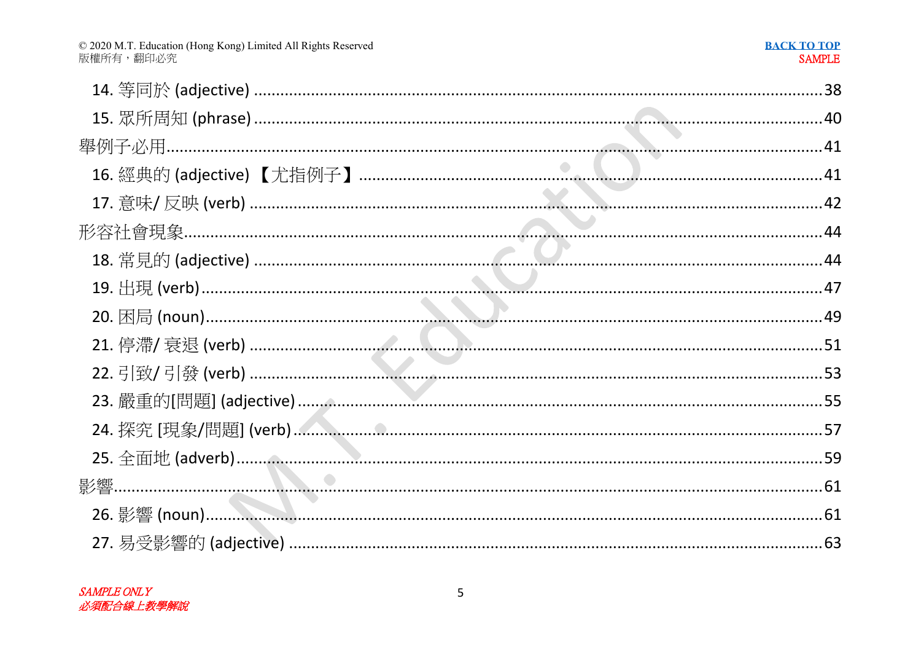14. 等同於 (adjective) ........................................................................ 38

15. 眾所周知 (phrase) ........................................................................ 40

舉例子必用 ........................................................................ 41

16. 經典的 (adjective) 【尤指例子】 ........................................................................ 41

17. 意味/ 反映 (verb) ........................................................................ 42

形容社會現象 ........................................................................ 44

18. 常見的 (adjective) ........................................................................ 44

19. 出現 (verb) ........................................................................ 47

20. 困局 (noun) ........................................................................ 49

21. 停滯/ 衰退 (verb) ........................................................................ 51

22. 引致/ 引發 (verb) ........................................................................ 53

23. 嚴重的[問題] (adjective) ........................................................................ 55

24. 探究 [現象/問題] (verb) ........................................................................ 57

25. 全面地 (adverb) ........................................................................ 59

影響 ........................................................................ 61

26. 影響 (noun) ........................................................................ 61

27. 易受影響的 (adjective) ........................................................................ 63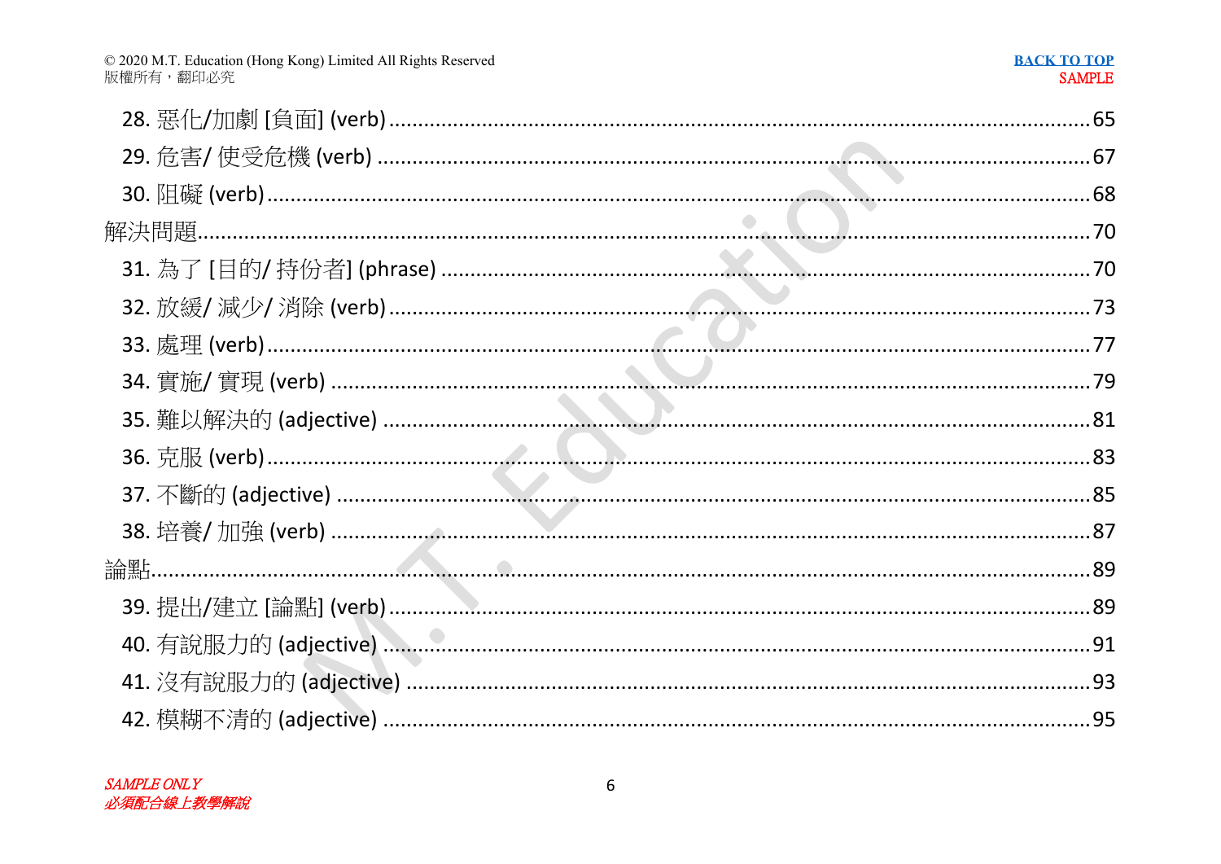28. 惡化/加劇 [負面] (verb) ........................................ 65

29. 危害/ 使受危機 (verb) ........................................ 67

30. 阻礙 (verb) ........................................ 68

解決問題 ........................................ 70

31. 為了 [目的/ 持份者] (phrase) ........................................ 70

32. 放緩/ 減少/ 消除 (verb) ........................................ 73

33. 處理 (verb) ........................................ 77

34. 實施/ 實現 (verb) ........................................ 79

35. 難以解決的 (adjective) ........................................ 81

36. 克服 (verb) ........................................ 83

37. 不斷的 (adjective) ........................................ 85

38. 培養/ 加強 (verb) ........................................ 87

論點 ........................................ 89

39. 提出/建立 [論點] (verb) ........................................ 89

40. 有說服力的 (adjective) ........................................ 91

41. 沒有說服力的 (adjective) ........................................ 93

42. 模糊不清的 (adjective) ........................................ 95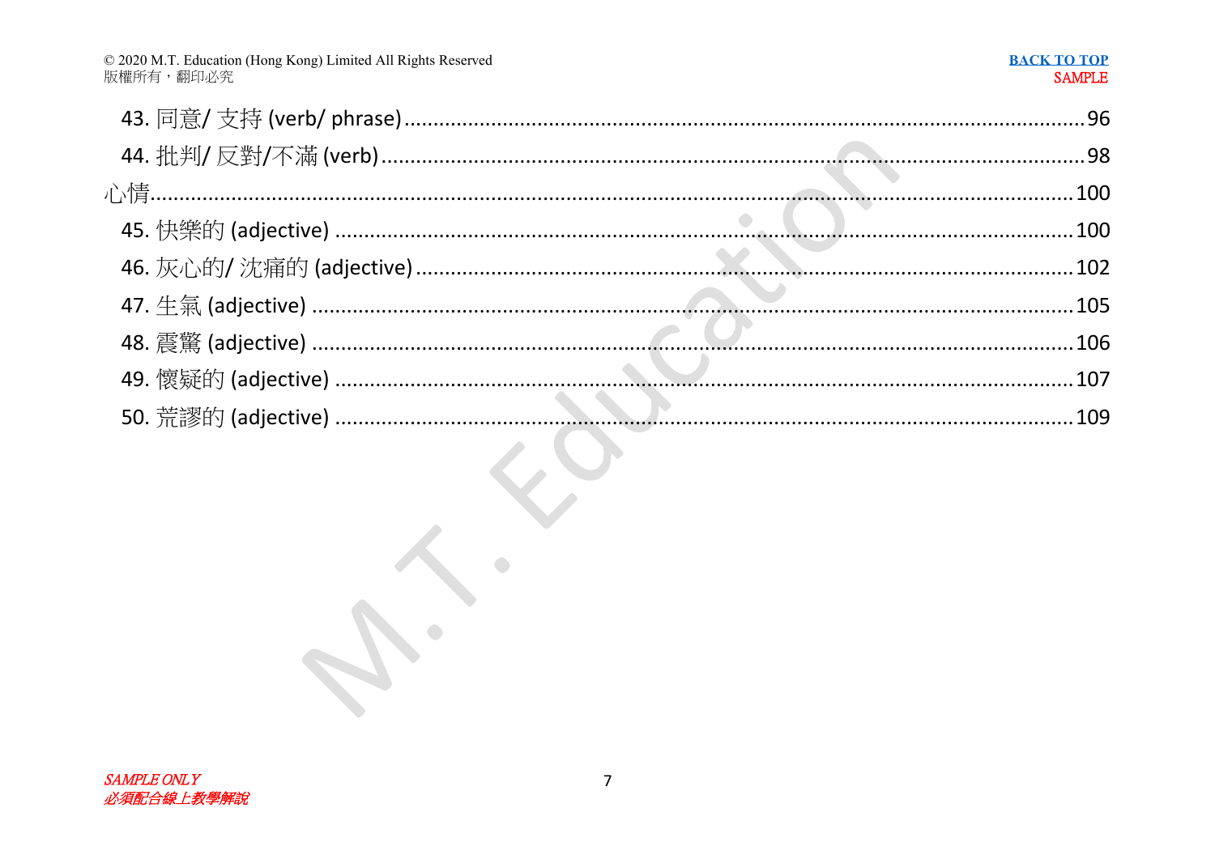43. 同意/ 支持 (verb/ phrase) .......... 96
44. 批判/ 反對/不滿 (verb) .......... 98
心情 .......... 100
45. 快樂的 (adjective) .......... 100
46. 灰心的/ 沈痛的 (adjective) .......... 102
47. 生氣 (adjective) .......... 105
48. 震驚 (adjective) .......... 106
49. 懷疑的 (adjective) .......... 107
50. 荒謬的 (adjective) .......... 109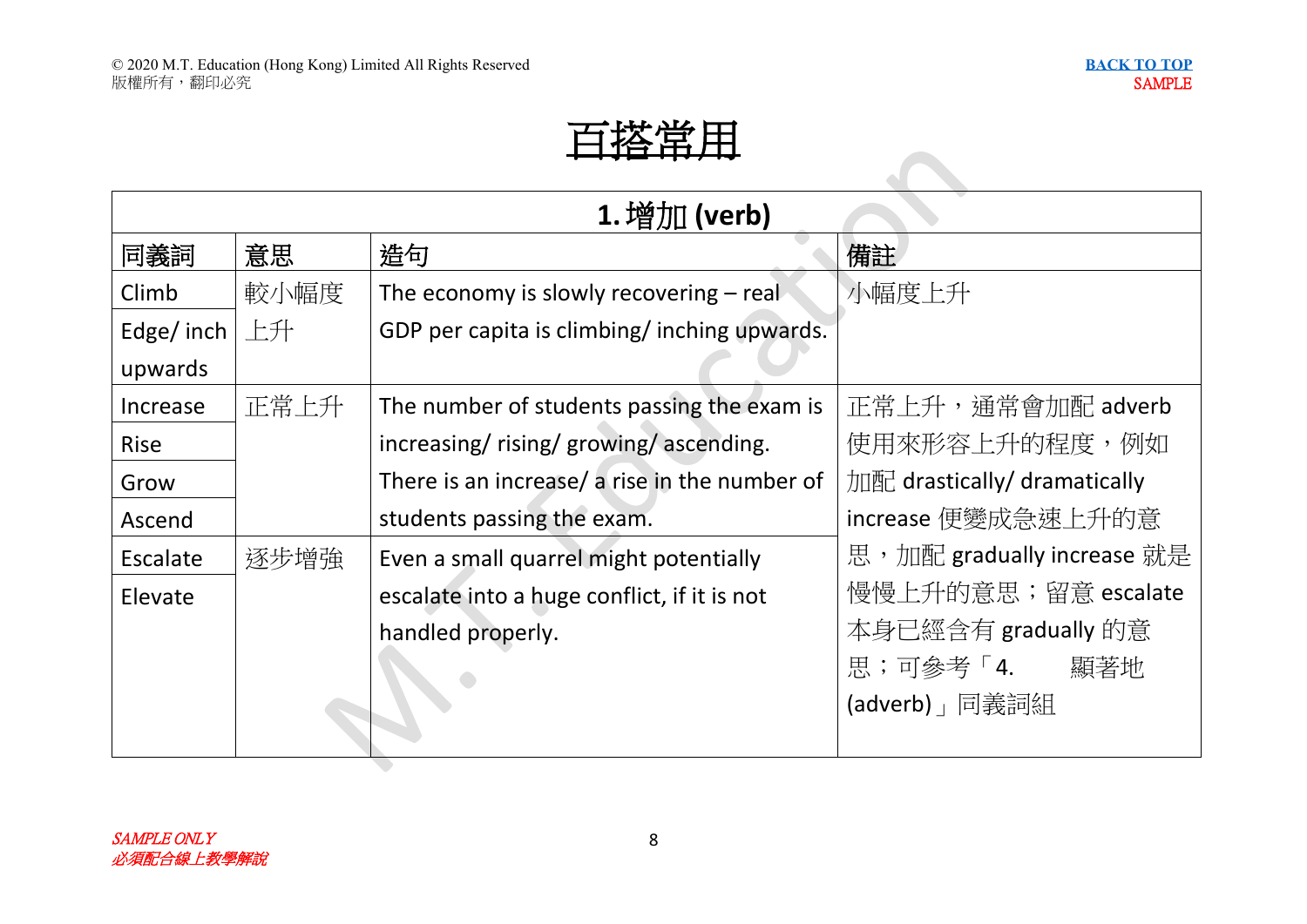# 百搭常用

| 1. 增加 (verb) | | | |
|---|---|---|---|
| 同義詞 | 意思 | 造句 | 備註 |
| Climb<br>Edge/ inch upwards | 較小幅度上升 | The economy is slowly recovering – real GDP per capita is climbing/ inching upwards. | 小幅度上升 |
| Increase<br>Rise<br>Grow<br>Ascend | 正常上升 | The number of students passing the exam is increasing/ rising/ growing/ ascending.<br>There is an increase/ a rise in the number of students passing the exam. | 正常上升，通常會加配 adverb 使用來形容上升的程度，例如加配 drastically/ dramatically increase 便變成急速上升的意思，加配 gradually increase 就是慢慢上升的意思；留意 escalate 本身已經含有 gradually 的意思；可參考「4. 顯著地 (adverb)」同義詞組 |
| Escalate<br>Elevate | 逐步增強 | Even a small quarrel might potentially escalate into a huge conflict, if it is not handled properly. | |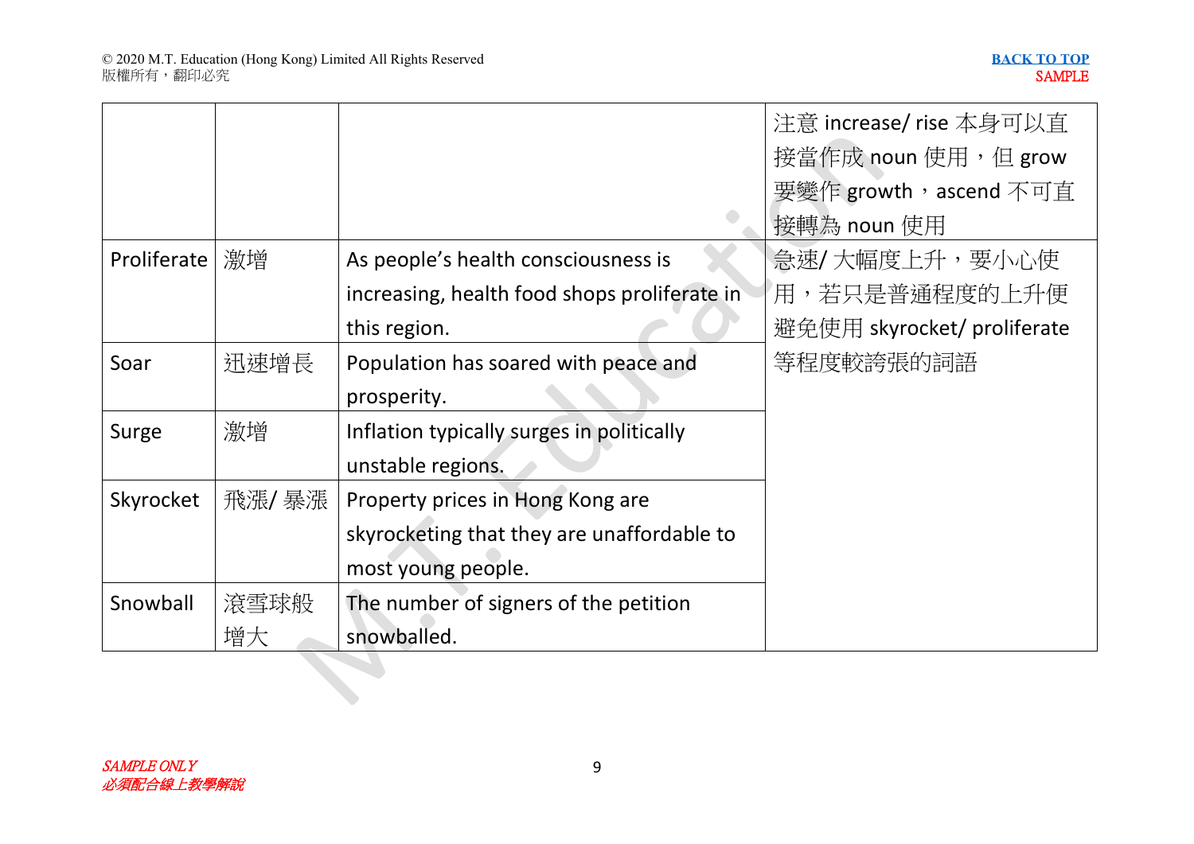| | | | |
|---|---|---|---|
| | | | 注意 increase/ rise 本身可以直接當作成 noun 使用，但 grow 要變作 growth，ascend 不可直接轉為 noun 使用 |
| Proliferate | 激增 | As people's health consciousness is increasing, health food shops proliferate in this region. | 急速/ 大幅度上升，要小心使用，若只是普通程度的上升便避免使用 skyrocket/ proliferate 等程度較誇張的詞語 |
| Soar | 迅速增長 | Population has soared with peace and prosperity. | |
| Surge | 激增 | Inflation typically surges in politically unstable regions. | |
| Skyrocket | 飛漲/ 暴漲 | Property prices in Hong Kong are skyrocketing that they are unaffordable to most young people. | |
| Snowball | 滾雪球般增大 | The number of signers of the petition snowballed. | |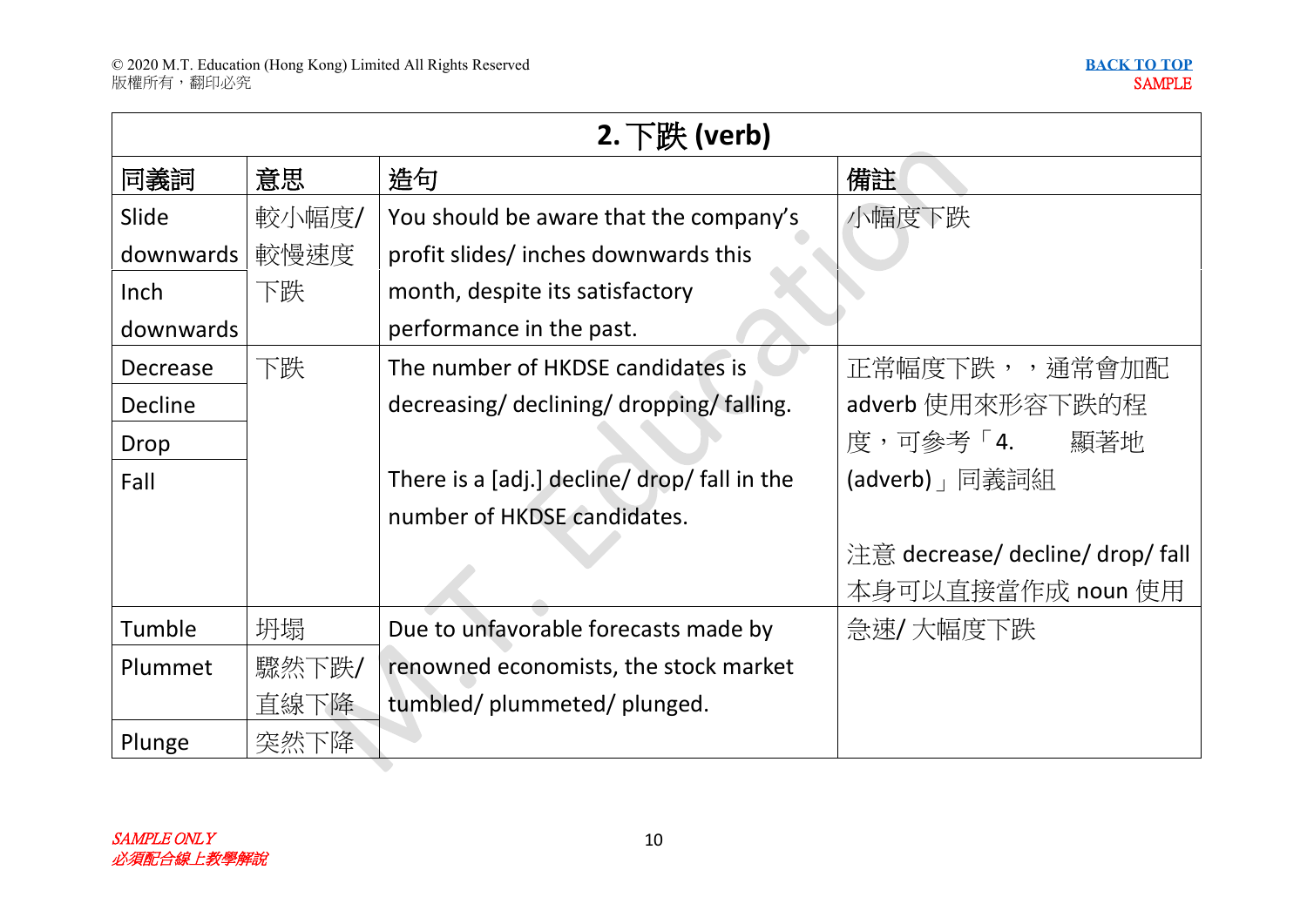| 2. 下跌 (verb) | | | |
|---|---|---|---|
| 同義詞 | 意思 | 造句 | 備註 |
| Slide downwards<br>Inch downwards | 較小幅度/ 較慢速度下跌 | You should be aware that the company's profit slides/ inches downwards this month, despite its satisfactory performance in the past. | 小幅度下跌 |
| Decrease<br>Decline<br>Drop<br>Fall | 下跌 | The number of HKDSE candidates is decreasing/ declining/ dropping/ falling.<br><br>There is a [adj.] decline/ drop/ fall in the number of HKDSE candidates. | 正常幅度下跌，，通常會加配 adverb 使用來形容下跌的程度，可參考「4. 顯著地 (adverb)」同義詞組<br><br>注意 decrease/ decline/ drop/ fall 本身可以直接當作成 noun 使用 |
| Tumble<br>Plummet<br>Plunge | 坍塌<br>驟然下跌/ 直線下降<br>突然下降 | Due to unfavorable forecasts made by renowned economists, the stock market tumbled/ plummeted/ plunged. | 急速/ 大幅度下跌 |

*SAMPLE ONLY*
*必須配合線上教學解說*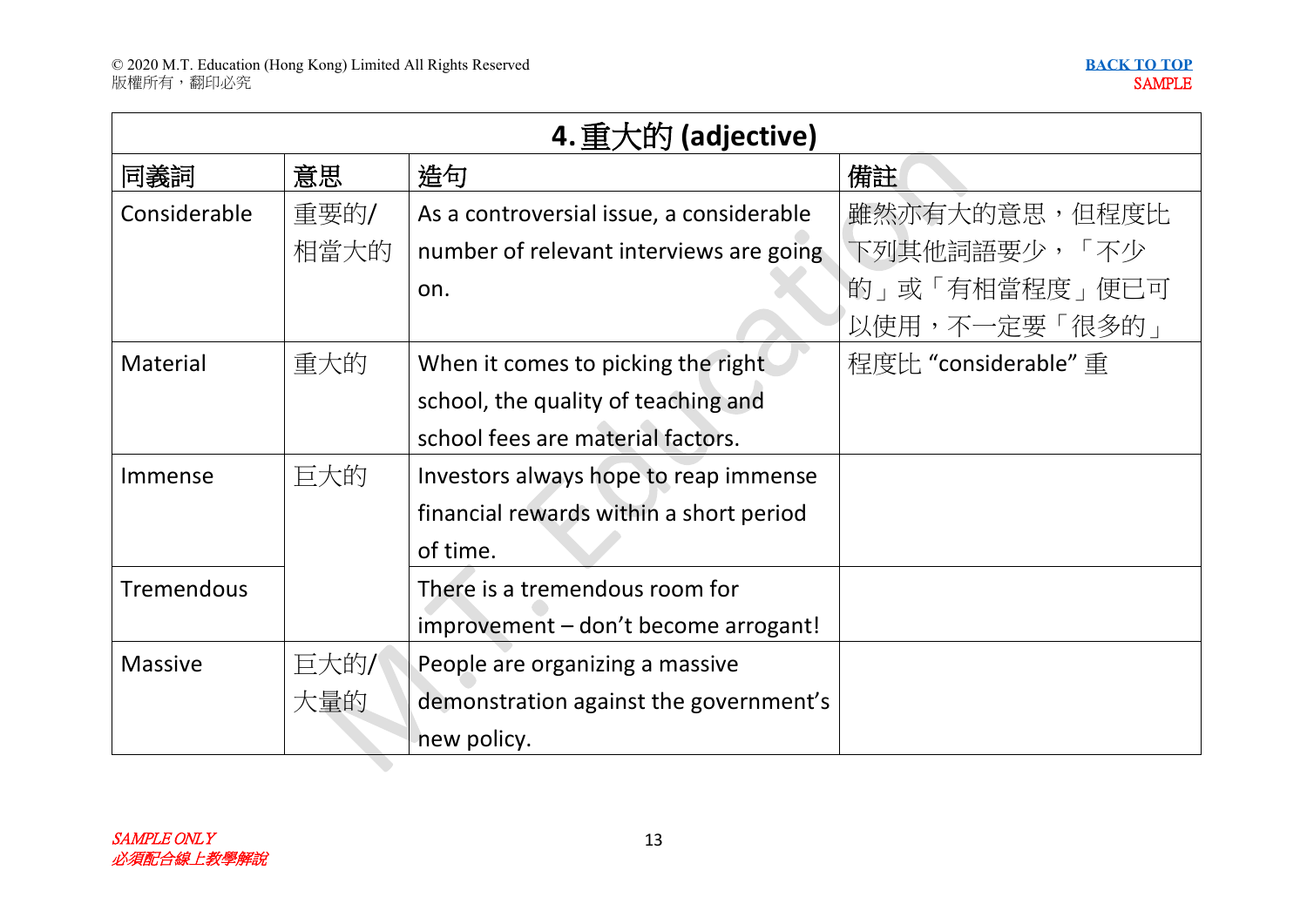| 4. 重大的 (adjective) | | | |
|---|---|---|---|
| 同義詞 | 意思 | 造句 | 備註 |
| Considerable | 重要的/相當大的 | As a controversial issue, a considerable number of relevant interviews are going on. | 雖然亦有大的意思，但程度比下列其他詞語要少，「不少的」或「有相當程度」便已可以使用，不一定要「很多的」 |
| Material | 重大的 | When it comes to picking the right school, the quality of teaching and school fees are material factors. | 程度比 “considerable” 重 |
| Immense | 巨大的 | Investors always hope to reap immense financial rewards within a short period of time. | |
| Tremendous | | There is a tremendous room for improvement – don't become arrogant! | |
| Massive | 巨大的/大量的 | People are organizing a massive demonstration against the government's new policy. | |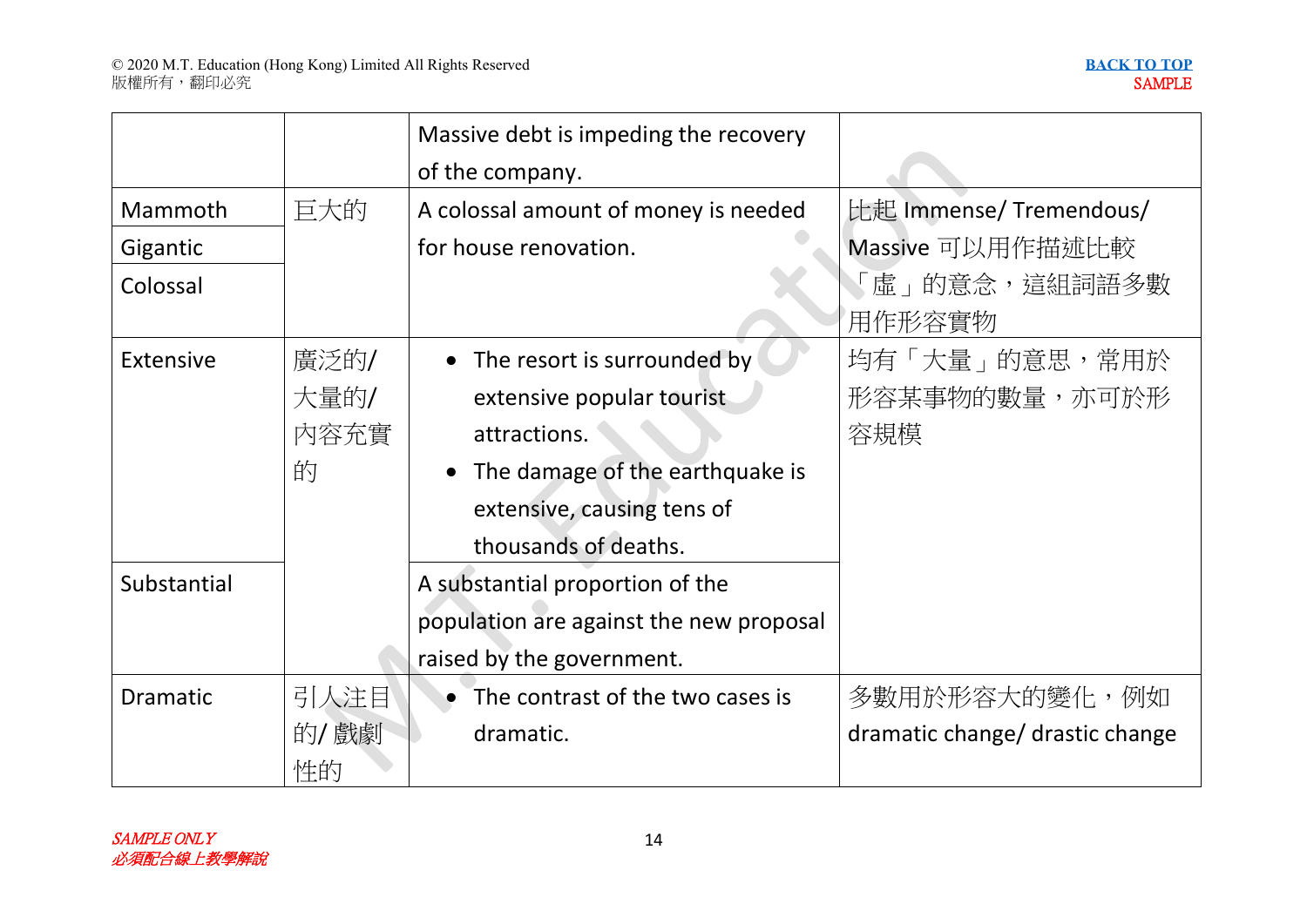| | | | |
|---|---|---|---|
| | | Massive debt is impeding the recovery of the company. | |
| Mammoth<br>Gigantic<br>Colossal | 巨大的 | A colossal amount of money is needed for house renovation. | 比起 Immense/ Tremendous/ Massive 可以用作描述比較「虛」的意念，這組詞語多數用作形容實物 |
| Extensive | 廣泛的/ 大量的/ 內容充實的 | • The resort is surrounded by extensive popular tourist attractions.<br>• The damage of the earthquake is extensive, causing tens of thousands of deaths. | 均有「大量」的意思，常用於形容某事物的數量，亦可於形容規模 |
| Substantial | | A substantial proportion of the population are against the new proposal raised by the government. | |
| Dramatic | 引人注目的/ 戲劇性的 | • The contrast of the two cases is dramatic. | 多數用於形容大的變化，例如 dramatic change/ drastic change |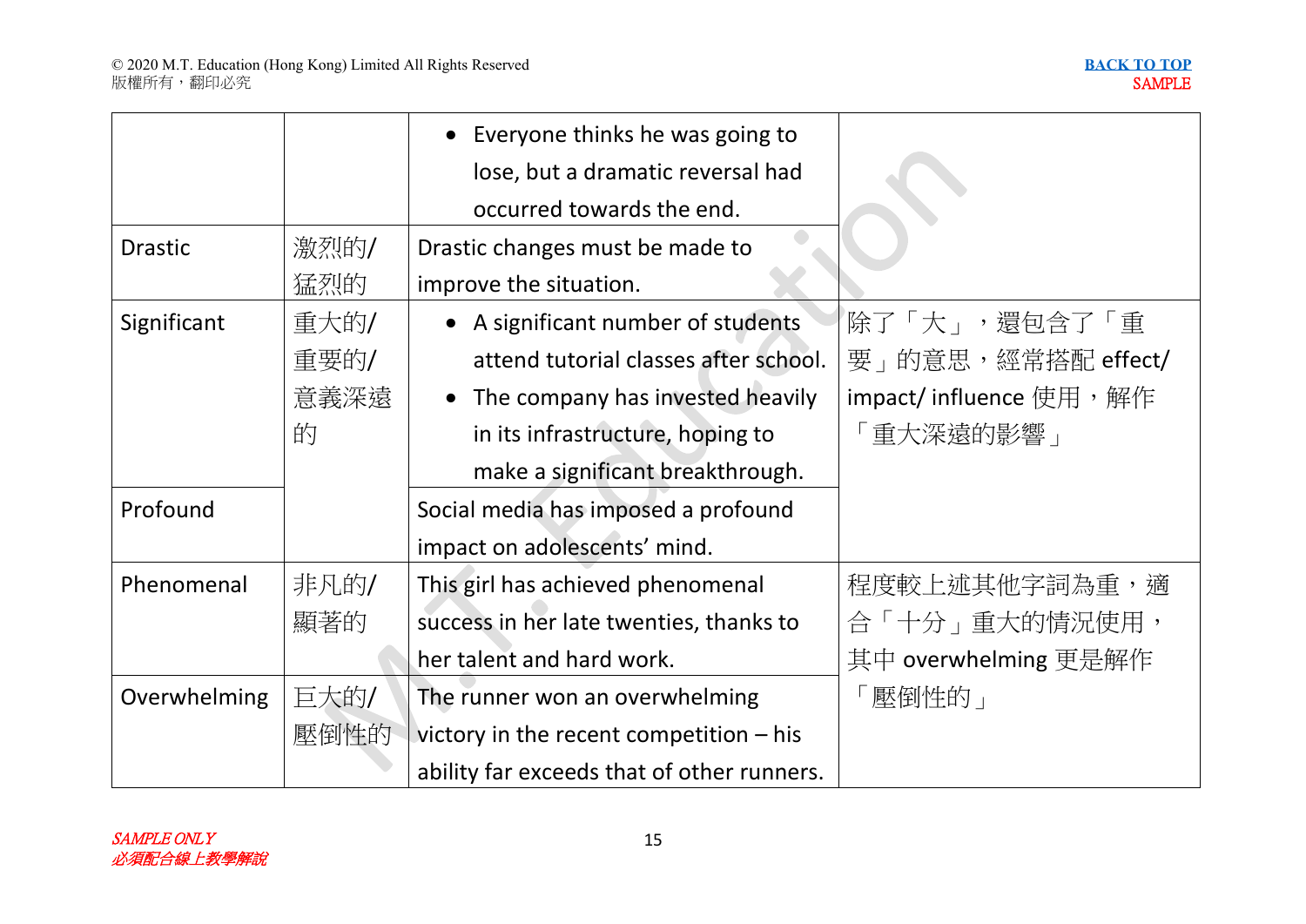| | | | |
|---|---|---|---|
| | | • Everyone thinks he was going to lose, but a dramatic reversal had occurred towards the end. | |
| Drastic | 激烈的/猛烈的 | Drastic changes must be made to improve the situation. | |
| Significant | 重大的/重要的/意義深遠的 | • A significant number of students attend tutorial classes after school. • The company has invested heavily in its infrastructure, hoping to make a significant breakthrough. | 除了「大」，還包含了「重要」的意思，經常搭配 effect/ impact/ influence 使用，解作「重大深遠的影響」 |
| Profound | | Social media has imposed a profound impact on adolescents' mind. | |
| Phenomenal | 非凡的/顯著的 | This girl has achieved phenomenal success in her late twenties, thanks to her talent and hard work. | 程度較上述其他字詞為重，適合「十分」重大的情況使用，其中 overwhelming 更是解作「壓倒性的」 |
| Overwhelming | 巨大的/壓倒性的 | The runner won an overwhelming victory in the recent competition – his ability far exceeds that of other runners. | |

*SAMPLE ONLY*
*必須配合線上教學解說*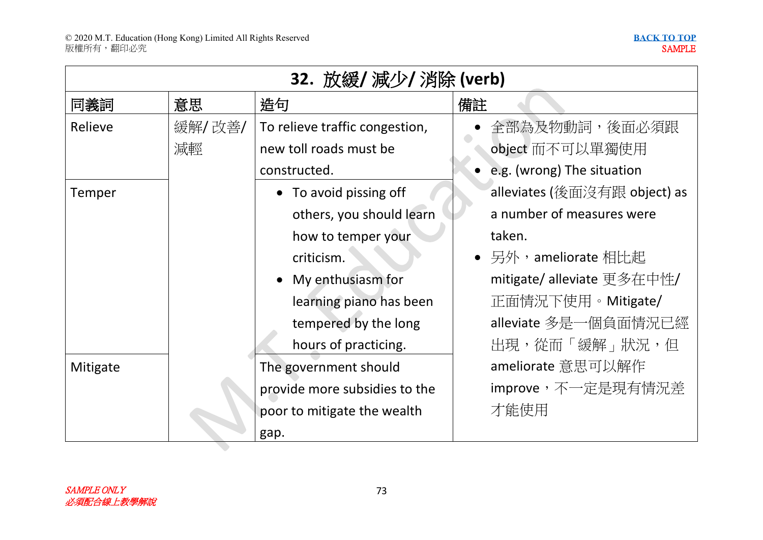| 32. 放緩/ 減少/ 消除 (verb) | | | |
|---|---|---|---|
| 同義詞 | 意思 | 造句 | 備註 |
| Relieve | 緩解/ 改善/ 減輕 | To relieve traffic congestion, new toll roads must be constructed. | • 全部為及物動詞，後面必須跟 object 而不可以單獨使用<br>• e.g. (wrong) The situation alleviates (後面沒有跟 object) as a number of measures were taken.<br>• 另外，ameliorate 相比起 mitigate/ alleviate 更多在中性/ 正面情況下使用。Mitigate/ alleviate 多是一個負面情況已經出現，從而「緩解」狀況，但 ameliorate 意思可以解作 improve，不一定是現有情況差才能使用 |
| Temper | | • To avoid pissing off others, you should learn how to temper your criticism.<br>• My enthusiasm for learning piano has been tempered by the long hours of practicing. | |
| Mitigate | | The government should provide more subsidies to the poor to mitigate the wealth gap. | |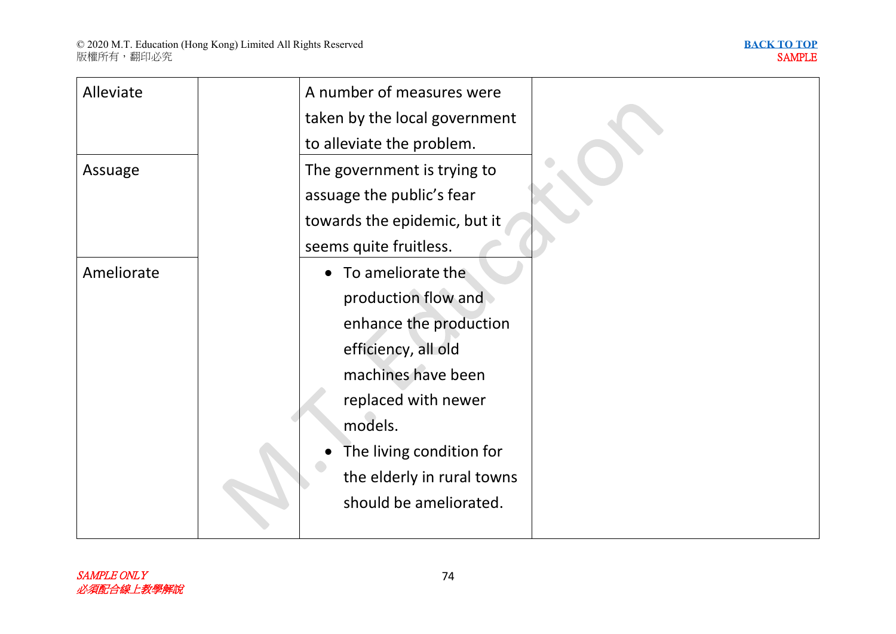| | | | |
|---|---|---|---|
| Alleviate | | A number of measures were taken by the local government to alleviate the problem. | |
| Assuage | | The government is trying to assuage the public's fear towards the epidemic, but it seems quite fruitless. | |
| Ameliorate | | • To ameliorate the production flow and enhance the production efficiency, all old machines have been replaced with newer models.<br>• The living condition for the elderly in rural towns should be ameliorated. | |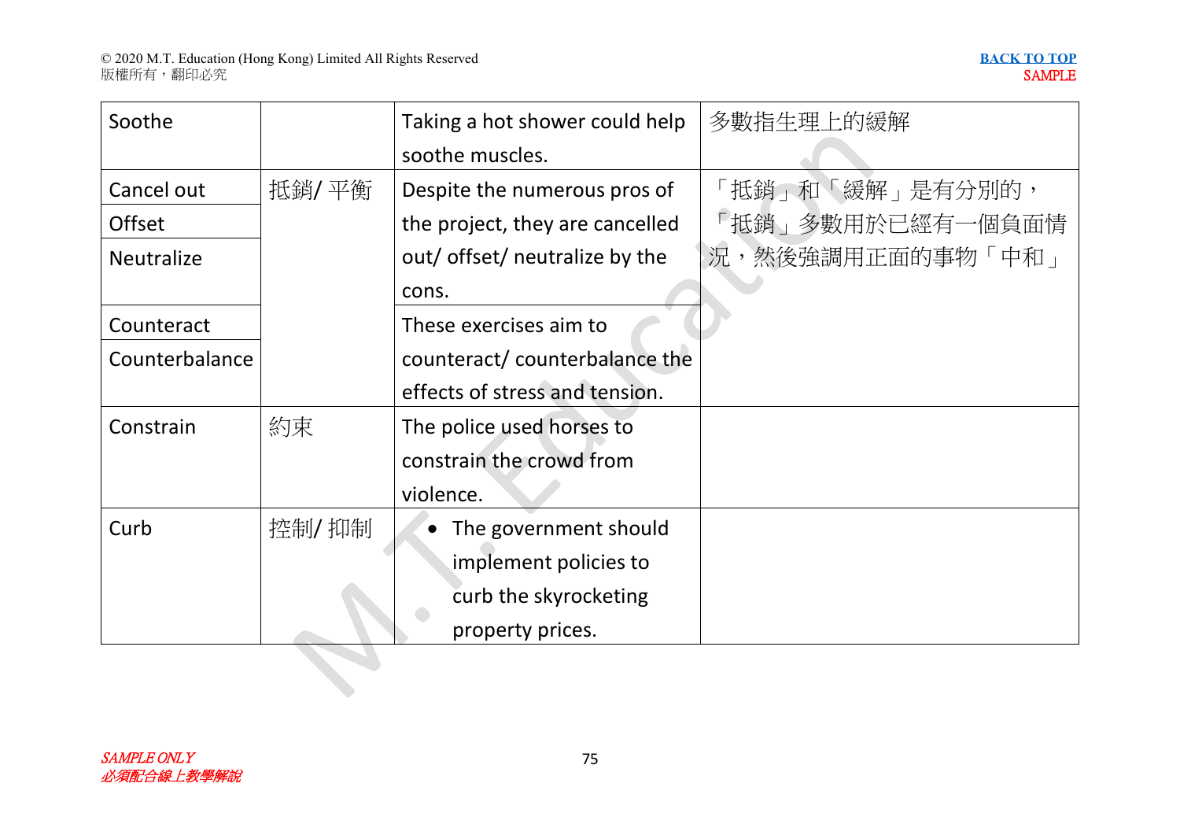| | | | |
|---|---|---|---|
| Soothe | | Taking a hot shower could help soothe muscles. | 多數指生理上的緩解 |
| Cancel out<br>Offset<br>Neutralize | 抵銷/ 平衡 | Despite the numerous pros of the project, they are cancelled out/ offset/ neutralize by the cons. | 「抵銷」和「緩解」是有分別的，「抵銷」多數用於已經有一個負面情況，然後強調用正面的事物「中和」 |
| Counteract<br>Counterbalance | | These exercises aim to counteract/ counterbalance the effects of stress and tension. | |
| Constrain | 約束 | The police used horses to constrain the crowd from violence. | |
| Curb | 控制/ 抑制 | • The government should implement policies to curb the skyrocketing property prices. | |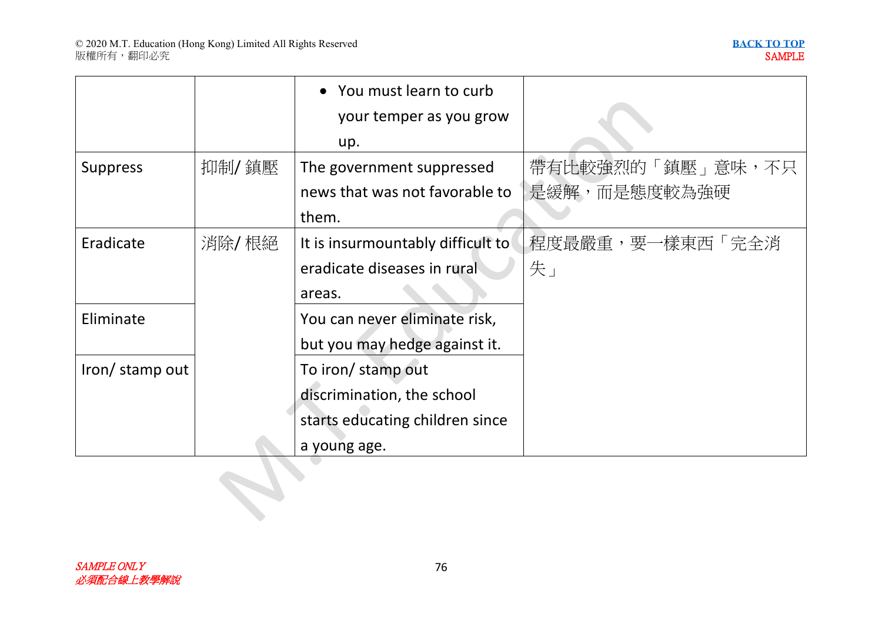| | | | |
|---|---|---|---|
| | | • You must learn to curb your temper as you grow up. | |
| Suppress | 抑制/ 鎮壓 | The government suppressed news that was not favorable to them. | 帶有比較強烈的「鎮壓」意味，不只是緩解，而是態度較為強硬 |
| Eradicate | 消除/ 根絕 | It is insurmountably difficult to eradicate diseases in rural areas. | 程度最嚴重，要一樣東西「完全消失」 |
| Eliminate | | You can never eliminate risk, but you may hedge against it. | |
| Iron/ stamp out | | To iron/ stamp out discrimination, the school starts educating children since a young age. | |